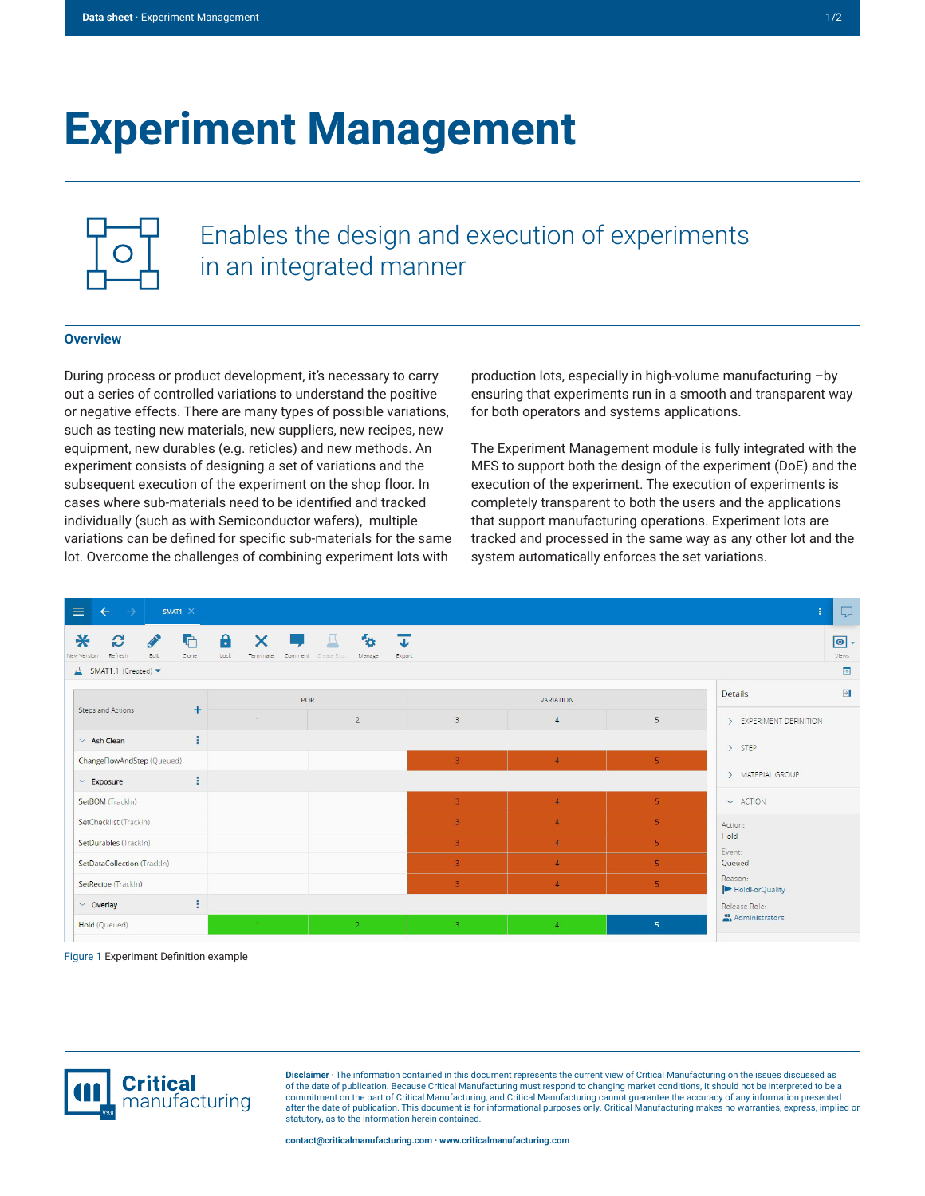# Experiment Management

Enables the design and execution of experiments in an integrated manner

## Overview

During process or product development, it's necessary to carry out a series of controlled variations to understand the positive or negative effects. There are many types of possible variations, such as testing new materials, new suppliers, new recipes, new equipment, new durables (e.g. reticles) and new methods. An experiment consists of designing a set of variations and the subsequent execution of the experiment on the shop floor. In cases where sub-materials need to be identified and tracked individually (such as with Semiconductor wafers), multiple variations can be defined for specific sub-materials for the same lot. Overcome the challenges of combining experiment lots with production lots, especially in high-volume manufacturing –by ensuring that experiments run in a smooth and transparent way for both operators and systems applications.

The Experiment Management module is fully integrated with the MES to support both the design of the experiment (DoE) and the execution of the experiment. The execution of experiments is completely transparent to both the users and the applications that support manufacturing operations. Experiment lots are tracked and processed in the same way as any other lot and the system automatically enforces the set variations.

Figure 1 Experiment Definition example

**Critical manufacturing**

**Disclaimer** · The information contained in this document represents the current view of Critical Manufacturing on the issues discussed as of the date of publication. Because Critical Manufacturing must respond to changing market conditions, it should not be interpreted to be a commitment on the part of Critical Manufacturing, and Critical Manufacturing cannot guarantee the accuracy of any information presented after the date of publication. This document is for informational purposes only. Critical Manufacturing makes no warranties, express, implied or statutory, as to the information herein contained.

**contact@criticalmanufacturing.com · www.criticalmanufacturing.com**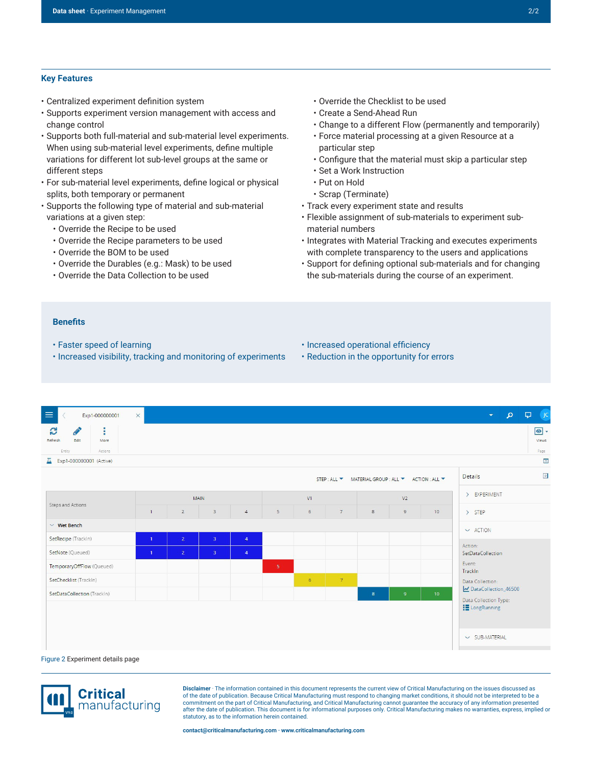## Key Features

- Centralized experiment definition system
- Supports experiment version management with access and change control
- Supports both full-material and sub-material level experiments. When using sub-material level experiments, define multiple variations for different lot sub-level groups at the same or different steps
- For sub-material level experiments, define logical or physical splits, both temporary or permanent
- Supports the following type of material and sub-material variations at a given step:
  - Override the Recipe to be used
  - Override the Recipe parameters to be used
  - Override the BOM to be used
  - Override the Durables (e.g.: Mask) to be used
  - Override the Data Collection to be used
  - Override the Checklist to be used
  - Create a Send-Ahead Run
  - Change to a different Flow (permanently and temporarily)
  - Force material processing at a given Resource at a particular step
  - Configure that the material must skip a particular step
  - Set a Work Instruction
  - Put on Hold
  - Scrap (Terminate)
- Track every experiment state and results
- Flexible assignment of sub-materials to experiment sub-material numbers
- Integrates with Material Tracking and executes experiments with complete transparency to the users and applications
- Support for defining optional sub-materials and for changing the sub-materials during the course of an experiment.

## Benefits

- Faster speed of learning
- Increased visibility, tracking and monitoring of experiments
- Increased operational efficiency
- Reduction in the opportunity for errors

Figure 2 Experiment details page

**Disclaimer** · The information contained in this document represents the current view of Critical Manufacturing on the issues discussed as of the date of publication. Because Critical Manufacturing must respond to changing market conditions, it should not be interpreted to be a commitment on the part of Critical Manufacturing, and Critical Manufacturing cannot guarantee the accuracy of any information presented after the date of publication. This document is for informational purposes only. Critical Manufacturing makes no warranties, express, implied or statutory, as to the information herein contained.

contact@criticalmanufacturing.com · www.criticalmanufacturing.com